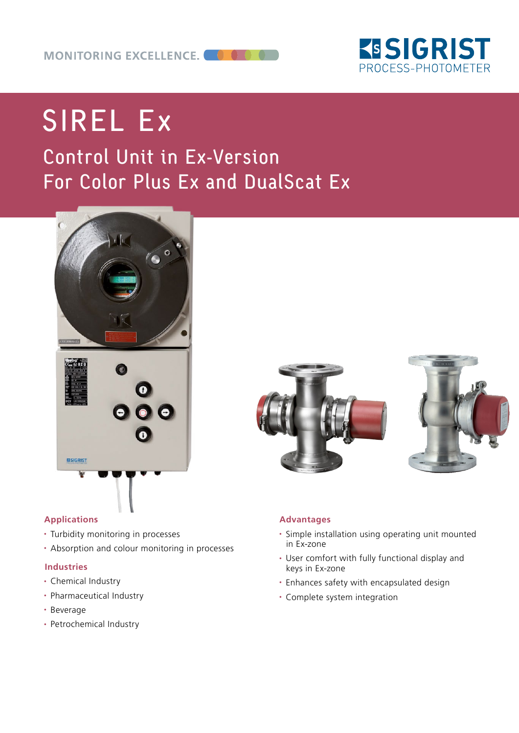MONITORING EXCELLENCE.

# SIREL Ex

## Control Unit in Ex-Version
## For Color Plus Ex and DualScat Ex

### Applications

- Turbidity monitoring in processes
- Absorption and colour monitoring in processes

### Industries

- Chemical Industry
- Pharmaceutical Industry
- Beverage
- Petrochemical Industry

### Advantages

- Simple installation using operating unit mounted in Ex-zone
- User comfort with fully functional display and keys in Ex-zone
- Enhances safety with encapsulated design
- Complete system integration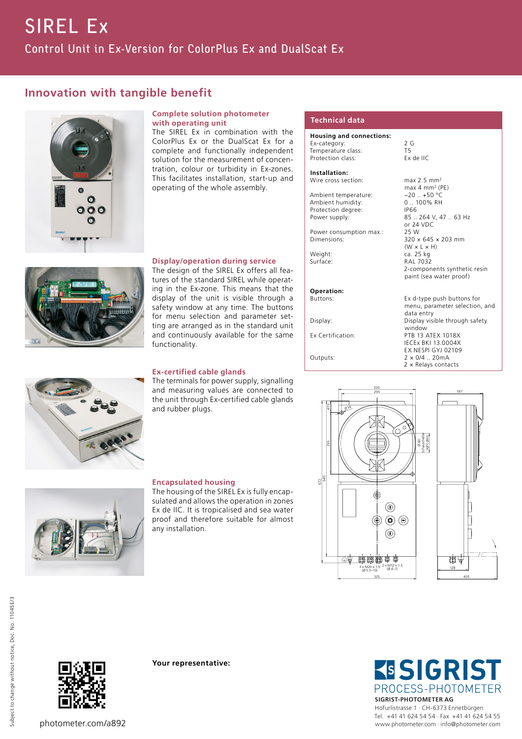# SIREL Ex

Control Unit in Ex-Version for ColorPlus Ex and DualScat Ex

## Innovation with tangible benefit

### Complete solution photometer with operating unit

The SIREL Ex in combination with the ColorPlus Ex or the DualScat Ex for a complete and functionally independent solution for the measurement of concentration, colour or turbidity in Ex-zones. This facilitates installation, start-up and operating of the whole assembly.

### Display/operation during service

The design of the SIREL Ex offers all features of the standard SIREL while operating in the Ex-zone. This means that the display of the unit is visible through a safety window at any time. The buttons for menu selection and parameter setting are arranged as in the standard unit and continuously available for the same functionality.

### Ex-certified cable glands

The terminals for power supply, signalling and measuring values are connected to the unit through Ex-certified cable glands and rubber plugs.

### Encapsulated housing

The housing of the SIREL Ex is fully encapsulated and allows the operation in zones Ex de IIC. It is tropicalised and sea water proof and therefore suitable for almost any installation.

## Technical data

| | |
|---|---|
| **Housing and connections:** | |
| Ex-category: | 2 G |
| Temperature class: | T5 |
| Protection class: | Ex de IIC |
| **Installation:** | |
| Wire cross section: | max 2.5 mm²<br>max 4 mm² (PE) |
| Ambient temperature: | −20 .. +50 °C |
| Ambient humidity: | 0 .. 100% RH |
| Protection degree: | IP66 |
| Power supply: | 85 .. 264 V, 47 .. 63 Hz<br>or 24 VDC |
| Power consumption max.: | 25 W |
| Dimensions: | 320 × 645 × 203 mm<br>(W × L × H) |
| Weight: | ca. 25 kg |
| Surface: | RAL 7032<br>2-components synthetic resin paint (sea water proof) |
| **Operation:** | |
| Buttons: | Ex d-type push buttons for menu, parameter selection, and data entry |
| Display: | Display visible through safety window |
| Ex Certification: | PTB 13 ATEX 1018X<br>IECEx BKI 13.0004X<br>EX NESPI GYJ 02109 |
| Outputs: | 2 × 0/4 .. 20mA<br>2 × Relays contacts |

320
295
187
475
Ø14
255
Ø 80 Schauscheibe sight glass
672
645
3 × M20 × 1.5 (Ø 5.5–13)
2 × M12 × 1.5 (Ø 4–7)
325
128
405

Subject to change without notice, Doc. No. 11045E/3

photometer.com/a892

**Your representative:**

SIGRIST PROCESS-PHOTOMETER

**SIGRIST-PHOTOMETER AG**
Hofurlistrasse 1 · CH-6373 Ennetbürgen
Tel. +41 41 624 54 54 · Fax +41 41 624 54 55
www.photometer.com · info@photometer.com